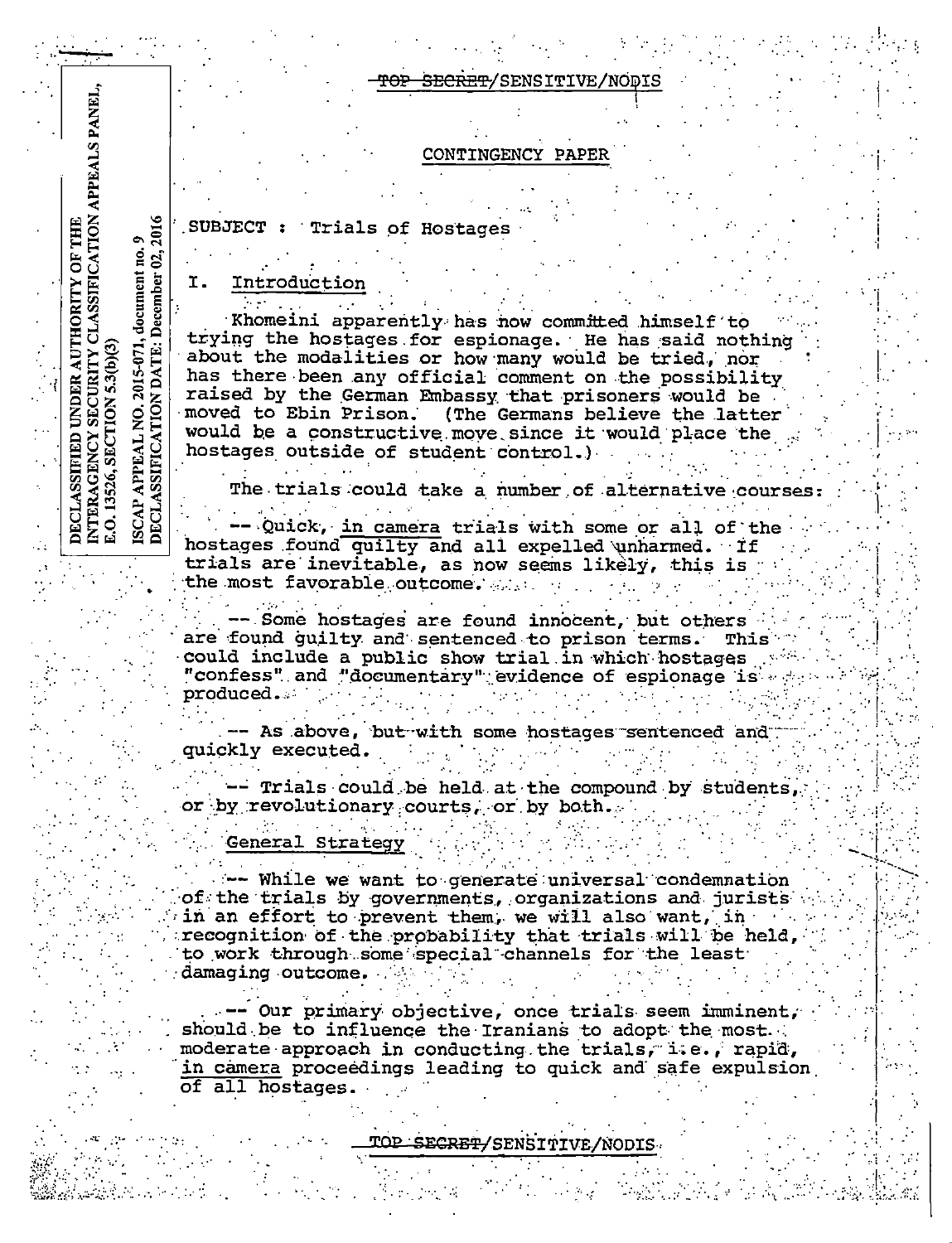TOP SECRET/SENSITIVE/NODIS

DECLASSIFIED UNDER AUTHORITY OF THE INTERAGENCY SECURITY CLASSIFICATION APPEALS PANEL, E.O. 13526, SECTION 5.3(b)(3)

ISCAP APPEAL NO. 2015-071, document no. 9
DECLASSIFICATION DATE: December 02, 2016

## CONTINGENCY PAPER

SUBJECT : Trials of Hostages

### I. Introduction

Khomeini apparently has now committed himself to trying the hostages for espionage. He has said nothing about the modalities or how many would be tried, nor has there been any official comment on the possibility raised by the German Embassy that prisoners would be moved to Ebin Prison. (The Germans believe the latter would be a constructive move since it would place the hostages outside of student control.)

The trials could take a number of alternative courses:

-- Quick, _in camera_ trials with some or all of the hostages found guilty and all expelled unharmed. If trials are inevitable, as now seems likely, this is the most favorable outcome.

-- Some hostages are found innocent, but others are found guilty and sentenced to prison terms. This could include a public show trial in which hostages "confess" and "documentary" evidence of espionage is produced.

-- As above, but with some hostages sentenced and quickly executed.

-- Trials could be held at the compound by students, or by revolutionary courts, or by both.

### General Strategy

-- While we want to generate universal condemnation of the trials by governments, organizations and jurists in an effort to prevent them, we will also want, in recognition of the probability that trials will be held, to work through some special channels for the least damaging outcome.

-- Our primary objective, once trials seem imminent, should be to influence the Iranians to adopt the most moderate approach in conducting the trials, i.e., rapid, _in camera_ proceedings leading to quick and safe expulsion of all hostages.

TOP SECRET/SENSITIVE/NODIS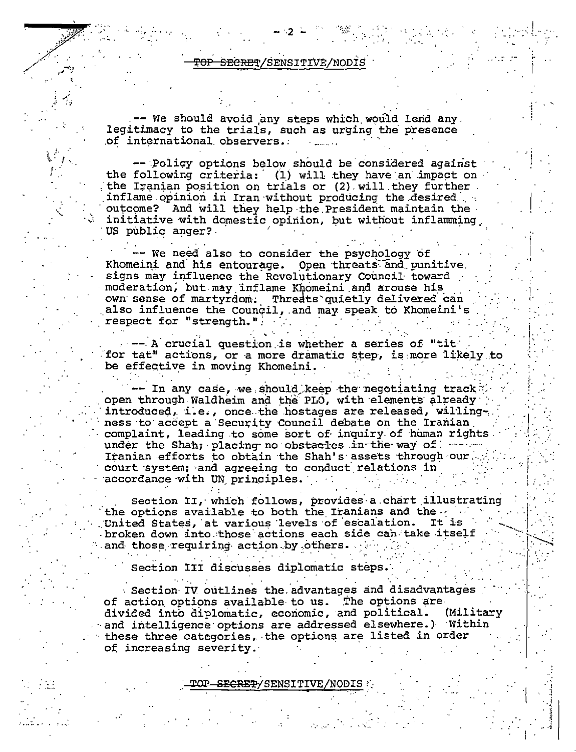TOP SECRET/SENSITIVE/NODIS

-- We should avoid any steps which would lend any legitimacy to the trials, such as urging the presence of international observers.

-- Policy options below should be considered against the following criteria: (1) will they have an impact on the Iranian position on trials or (2) will they further inflame opinion in Iran without producing the desired outcome? And will they help the President maintain the initiative with domestic opinion, but without inflamming US public anger?

-- We need also to consider the psychology of Khomeini and his entourage. Open threats and punitive signs may influence the Revolutionary Council toward moderation, but may inflame Khomeini and arouse his own sense of martyrdom. Threats quietly delivered can also influence the Council, and may speak to Khomeini's respect for "strength."

-- A crucial question is whether a series of "tit for tat" actions, or a more dramatic step, is more likely to be effective in moving Khomeini.

-- In any case, we should keep the negotiating track open through Waldheim and the PLO, with elements already introduced, i.e., once the hostages are released, willingness to accept a Security Council debate on the Iranian complaint, leading to some sort of inquiry of human rights under the Shah; placing no obstacles in the way of Iranian efforts to obtain the Shah's assets through our court system; and agreeing to conduct relations in accordance with UN principles.

Section II, which follows, provides a chart illustrating the options available to both the Iranians and the United States, at various levels of escalation. It is broken down into those actions each side can take itself and those requiring action by others.

Section III discusses diplomatic steps.

Section IV outlines the advantages and disadvantages of action options available to us. The options are divided into diplomatic, economic, and political. (Military and intelligence options are addressed elsewhere.) Within these three categories, the options are listed in order of increasing severity.

TOP SECRET/SENSITIVE/NODIS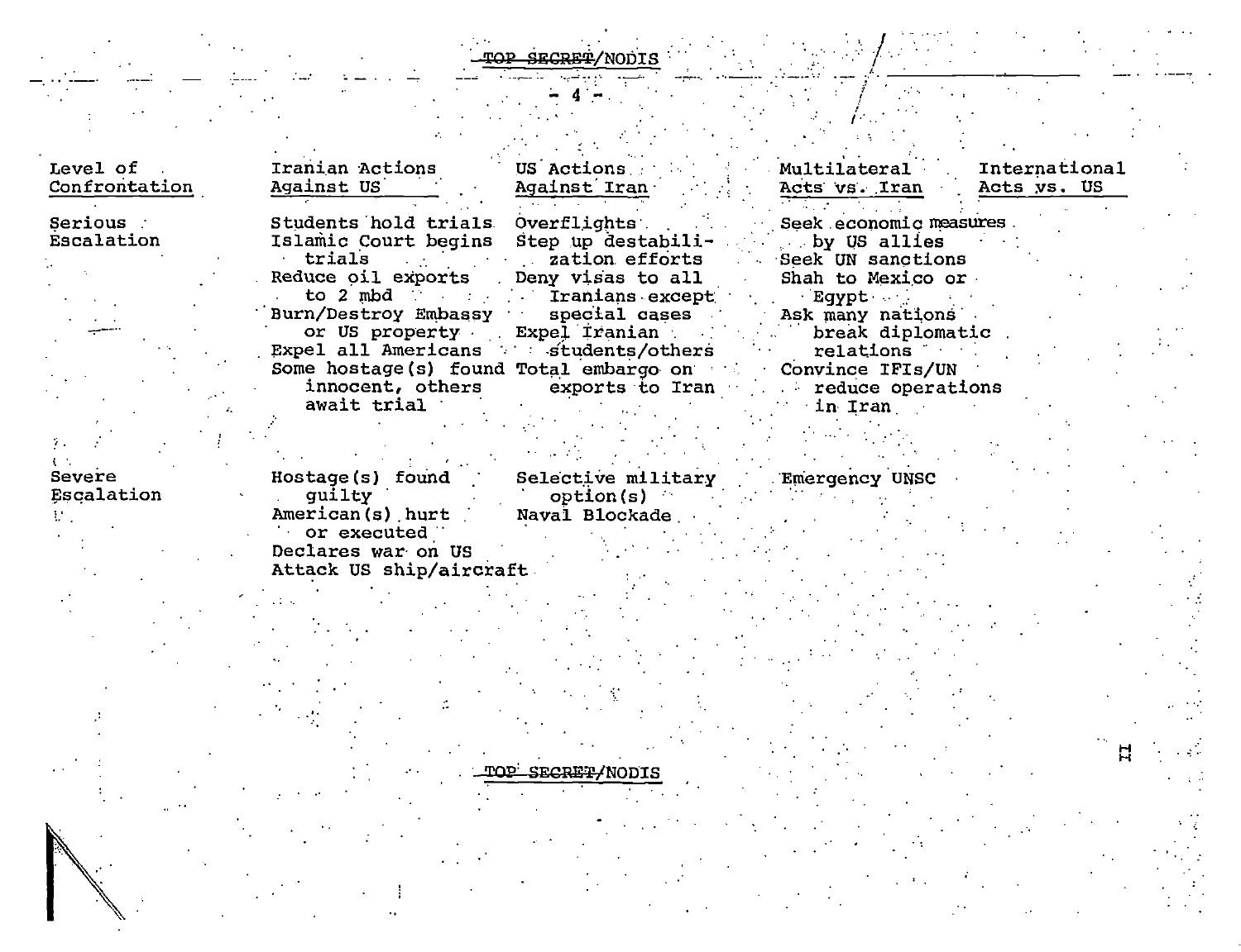TOP SECRET/NODIS

| Level of Confrontation | Iranian Actions Against US | US Actions Against Iran | Multilateral Acts vs. Iran | International Acts vs. US |
|---|---|---|---|---|
| Serious Escalation | Students hold trials<br>Islamic Court begins trials<br>Reduce oil exports to 2 mbd<br>Burn/Destroy Embassy or US property<br>Expel all Americans<br>Some hostage(s) found innocent, others await trial | Overflights<br>Step up destabilization efforts<br>Deny visas to all Iranians except special cases<br>Expel Iranian students/others<br>Total embargo on exports to Iran | Seek economic measures by US allies<br>Seek UN sanctions<br>Shah to Mexico or Egypt<br>Ask many nations break diplomatic relations<br>Convince IFIs/UN reduce operations in Iran | |
| Severe Escalation | Hostage(s) found guilty<br>American(s) hurt or executed<br>Declares war on US<br>Attack US ship/aircraft | Selective military option(s)<br>Naval Blockade | Emergency UNSC | |

TOP SECRET/NODIS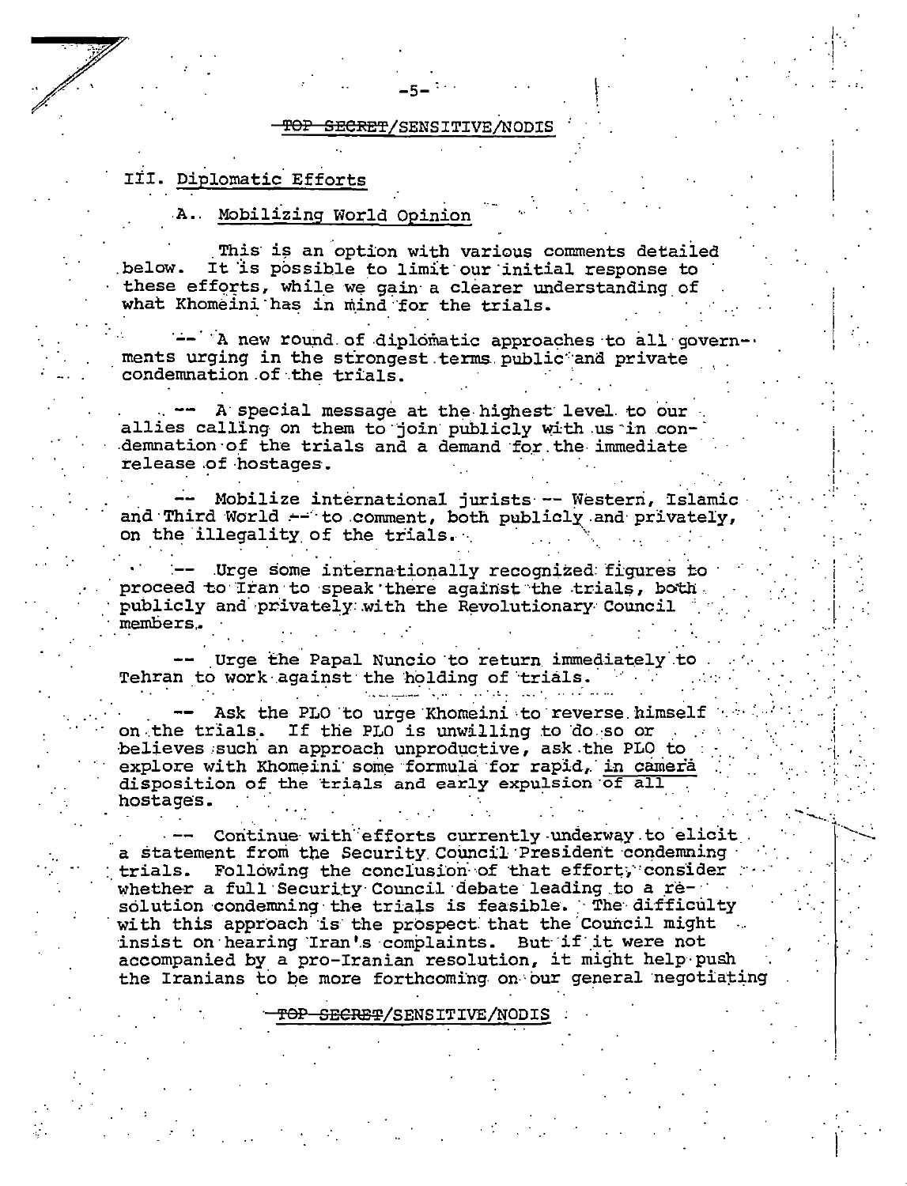## III. Diplomatic Efforts

### A. Mobilizing World Opinion

This is an option with various comments detailed below. It is possible to limit our initial response to these efforts, while we gain a clearer understanding of what Khomeini has in mind for the trials.

-- A new round of diplomatic approaches to all governments urging in the strongest terms public and private condemnation of the trials.

-- A special message at the highest level to our allies calling on them to join publicly with us in condemnation of the trials and a demand for the immediate release of hostages.

-- Mobilize international jurists -- Western, Islamic and Third World -- to comment, both publicly and privately, on the illegality of the trials.

-- Urge some internationally recognized figures to proceed to Iran to speak there against the trials, both publicly and privately with the Revolutionary Council members.

-- Urge the Papal Nuncio to return immediately to Tehran to work against the holding of trials.

-- Ask the PLO to urge Khomeini to reverse himself on the trials. If the PLO is unwilling to do so or believes such an approach unproductive, ask the PLO to explore with Khomeini some formula for rapid, <u>in camera</u> disposition of the trials and early expulsion of all hostages.

-- Continue with efforts currently underway to elicit a statement from the Security Council President condemning trials. Following the conclusion of that effort, consider whether a full Security Council debate leading to a resolution condemning the trials is feasible. The difficulty with this approach is the prospect that the Council might insist on hearing Iran's complaints. But if it were not accompanied by a pro-Iranian resolution, it might help push the Iranians to be more forthcoming on our general negotiating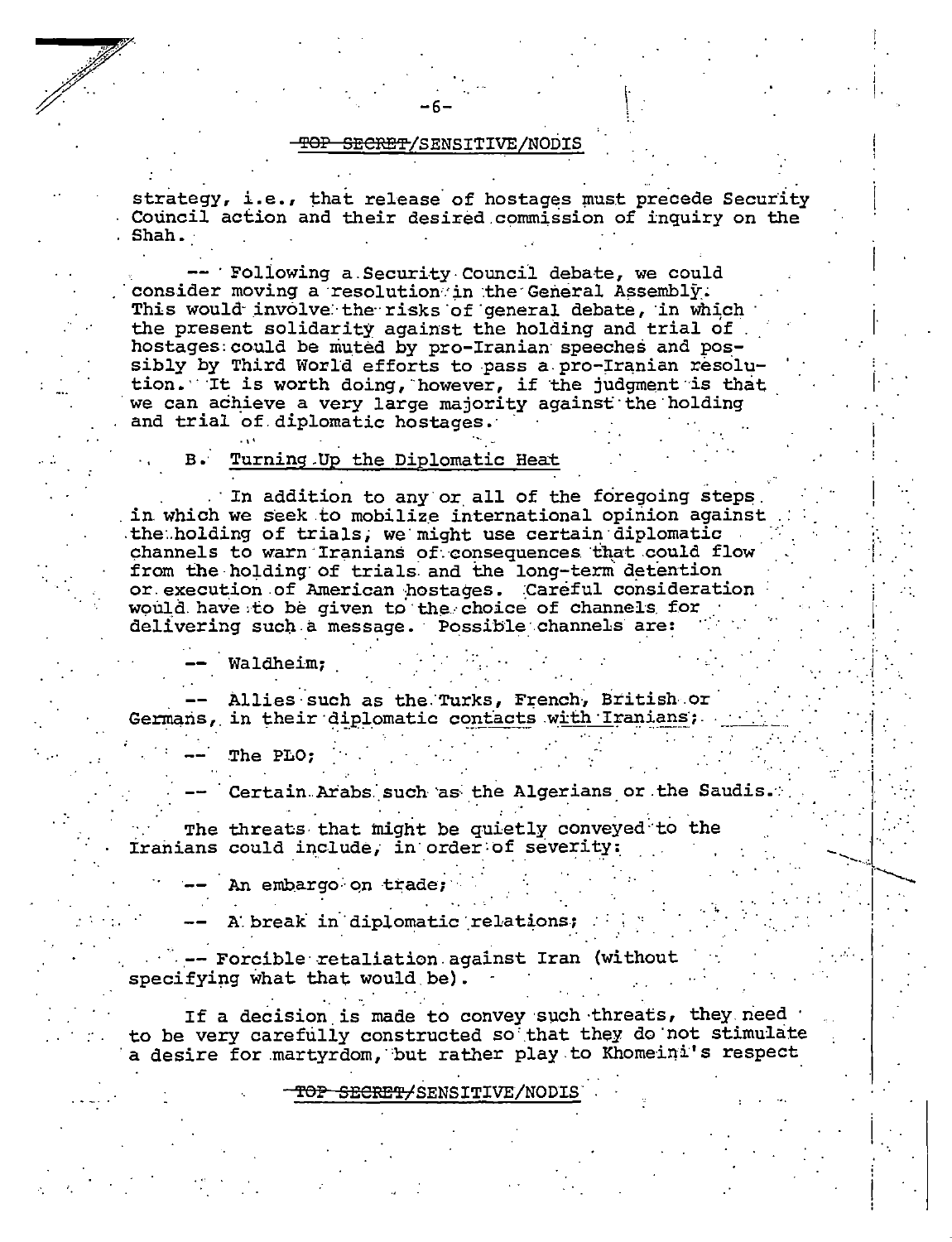TOP SECRET/SENSITIVE/NODIS

strategy, i.e., that release of hostages must precede Security Council action and their desired commission of inquiry on the Shah.

-- Following a Security Council debate, we could consider moving a resolution in the General Assembly. This would involve the risks of general debate, in which the present solidarity against the holding and trial of hostages could be muted by pro-Iranian speeches and possibly by Third World efforts to pass a pro-Iranian resolution. It is worth doing, however, if the judgment is that we can achieve a very large majority against the holding and trial of diplomatic hostages.

B. Turning Up the Diplomatic Heat

In addition to any or all of the foregoing steps in which we seek to mobilize international opinion against the holding of trials, we might use certain diplomatic channels to warn Iranians of consequences that could flow from the holding of trials and the long-term detention or execution of American hostages. Careful consideration would have to be given to the choice of channels for delivering such a message. Possible channels are:

-- Waldheim;

-- Allies such as the Turks, French, British or Germans, in their diplomatic contacts with Iranians;

-- The PLO;

-- Certain Arabs such as the Algerians or the Saudis.

The threats that might be quietly conveyed to the Iranians could include, in order of severity:

-- An embargo on trade;

-- A break in diplomatic relations;

-- Forcible retaliation against Iran (without specifying what that would be).

If a decision is made to convey such threats, they need to be very carefully constructed so that they do not stimulate a desire for martyrdom, but rather play to Khomeini's respect

TOP SECRET/SENSITIVE/NODIS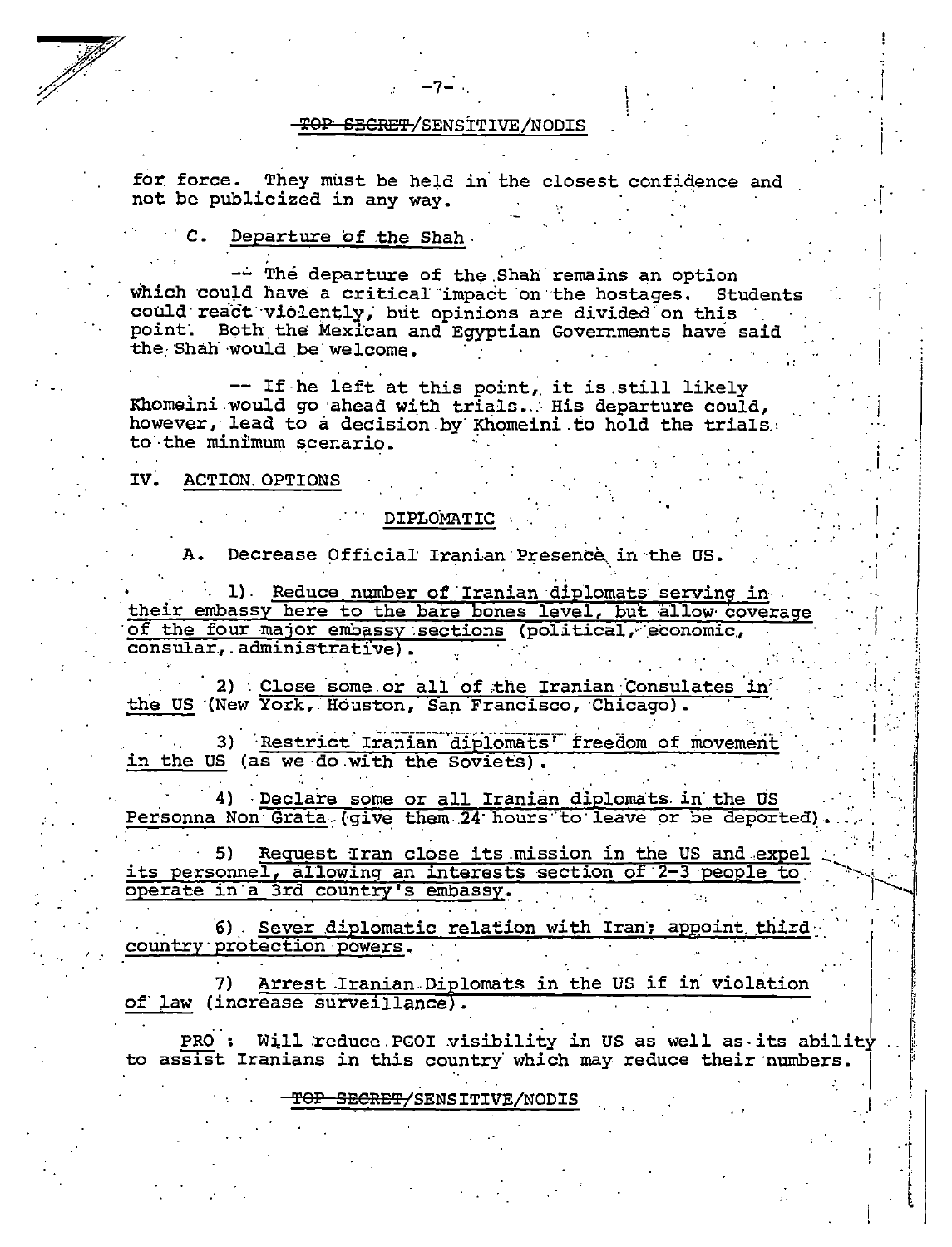for force. They must be held in the closest confidence and not be publicized in any way.

C. Departure of the Shah

-- The departure of the Shah remains an option which could have a critical impact on the hostages. Students could react violently, but opinions are divided on this point. Both the Mexican and Egyptian Governments have said the Shah would be welcome.

-- If he left at this point, it is still likely Khomeini would go ahead with trials. His departure could, however, lead to a decision by Khomeini to hold the trials to the minimum scenario.

## IV. ACTION OPTIONS

### DIPLOMATIC

A. Decrease Official Iranian Presence in the US.

1) Reduce number of Iranian diplomats serving in their embassy here to the bare bones level, but allow coverage of the four major embassy sections (political, economic, consular, administrative).

2) Close some or all of the Iranian Consulates in the US (New York, Houston, San Francisco, Chicago).

3) Restrict Iranian diplomats' freedom of movement in the US (as we do with the Soviets).

4) Declare some or all Iranian diplomats in the US Personna Non Grata (give them 24 hours to leave or be deported).

5) Request Iran close its mission in the US and expel its personnel, allowing an interests section of 2-3 people to operate in a 3rd country's embassy.

6) Sever diplomatic relation with Iran; appoint third country protection powers.

7) Arrest Iranian Diplomats in the US if in violation of law (increase surveillance).

PRO : Will reduce PGOI visibility in US as well as its ability to assist Iranians in this country which may reduce their numbers.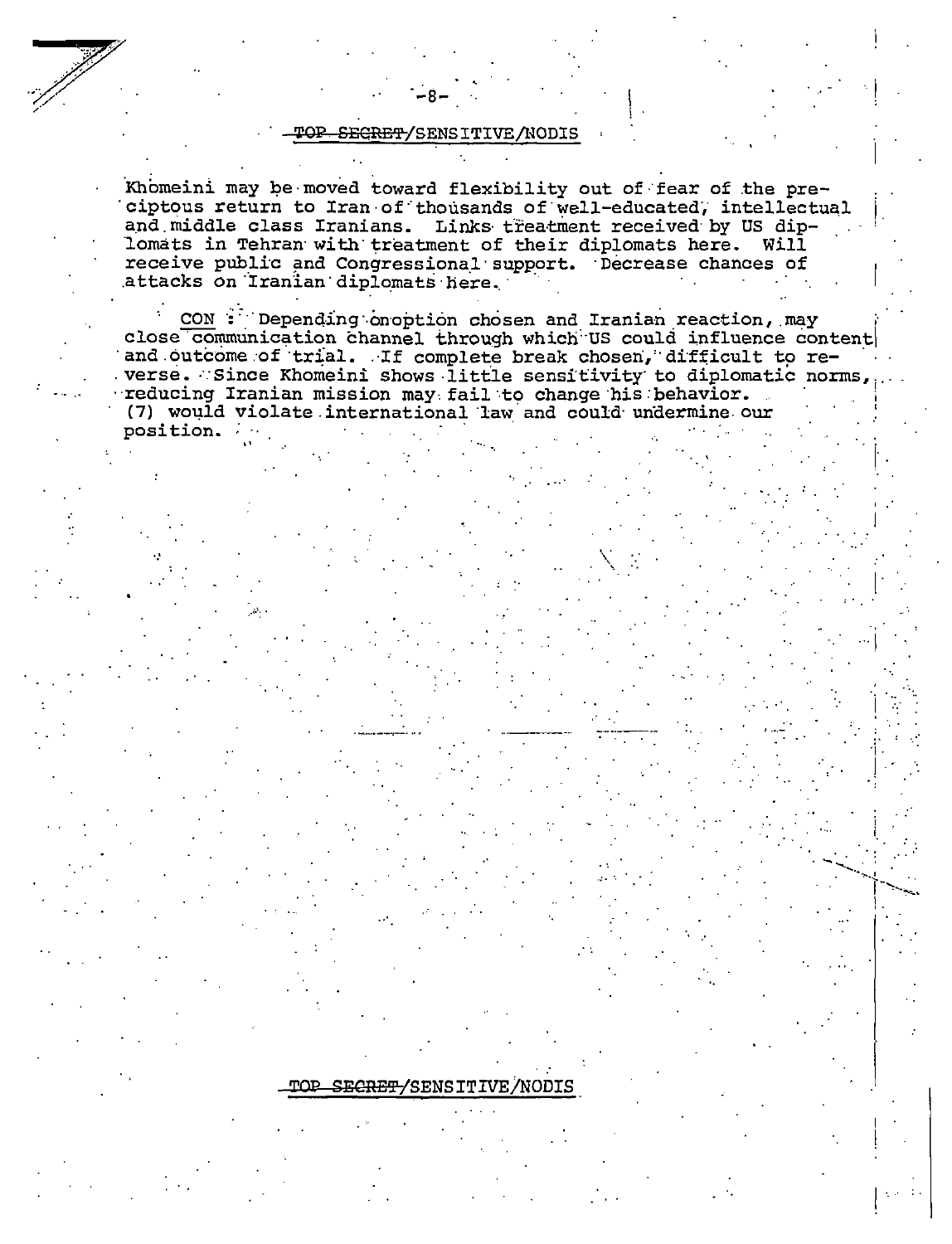Khomeini may be moved toward flexibility out of fear of the preciptous return to Iran of thousands of well-educated, intellectual and middle class Iranians. Links treatment received by US diplomats in Tehran with treatment of their diplomats here. Will receive public and Congressional support. Decrease chances of attacks on Iranian diplomats here.

CON: Depending on option chosen and Iranian reaction, may close communication channel through which US could influence content and outcome of trial. If complete break chosen, difficult to reverse. Since Khomeini shows little sensitivity to diplomatic norms, reducing Iranian mission may fail to change his behavior. (7) would violate international law and could undermine our position.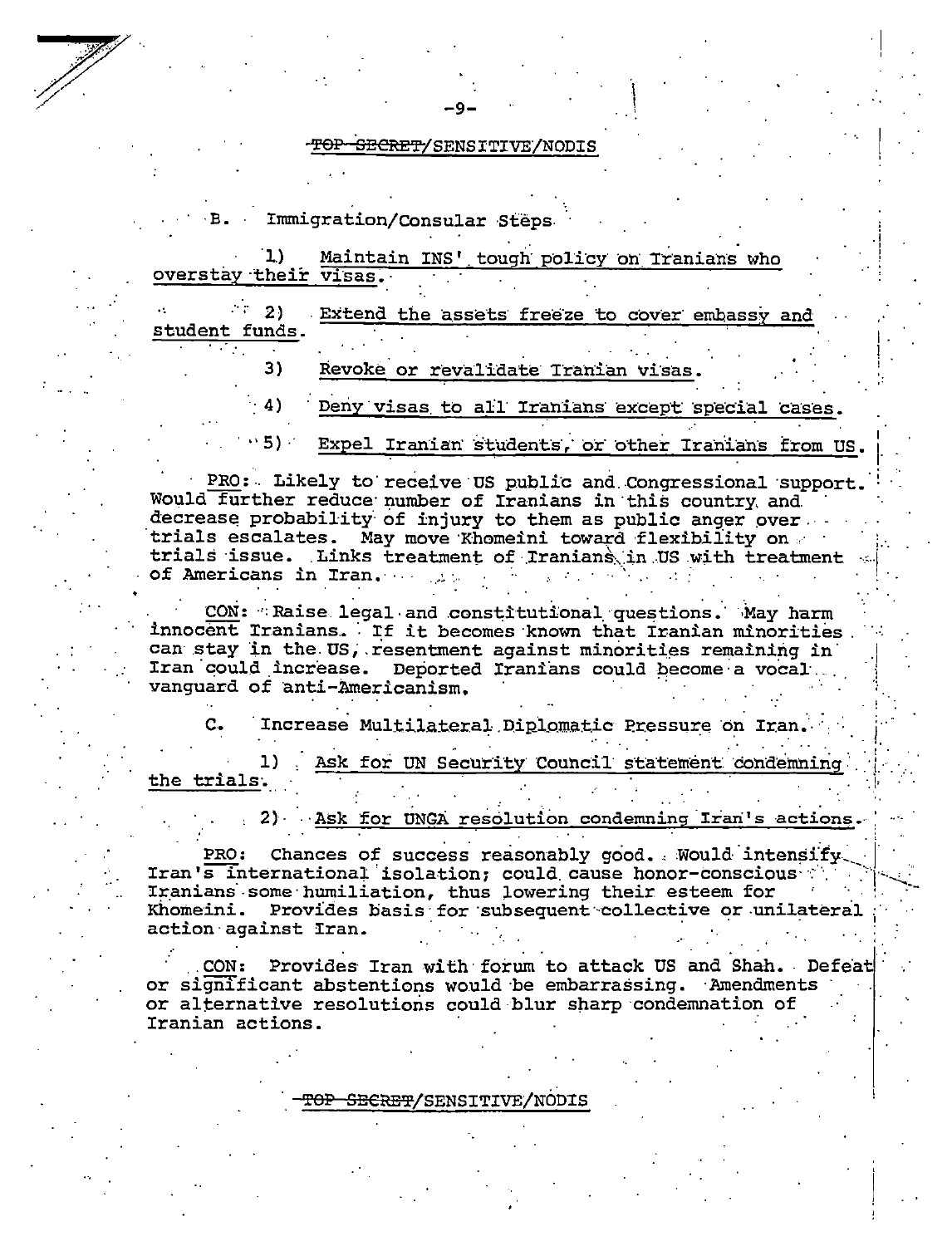~~TOP SECRET~~/SENSITIVE/NODIS

B. Immigration/Consular Steps

1) Maintain INS' tough policy on Iranians who overstay their visas.

2) Extend the assets freeze to cover embassy and student funds.

3) Revoke or revalidate Iranian visas.

4) Deny visas to all Iranians except special cases.

5) Expel Iranian students, or other Iranians from US.

PRO: Likely to receive US public and Congressional support. Would further reduce number of Iranians in this country and decrease probability of injury to them as public anger over trials escalates. May move Khomeini toward flexibility on trials issue. Links treatment of Iranians in US with treatment of Americans in Iran.

CON: Raise legal and constitutional questions. May harm innocent Iranians. If it becomes known that Iranian minorities can stay in the US, resentment against minorities remaining in Iran could increase. Deported Iranians could become a vocal vanguard of anti-Americanism.

C. Increase Multilateral Diplomatic Pressure on Iran.

1) Ask for UN Security Council statement condemning the trials.

2) Ask for UNGA resolution condemning Iran's actions.

PRO: Chances of success reasonably good. Would intensify Iran's international isolation; could cause honor-conscious Iranians some humiliation, thus lowering their esteem for Khomeini. Provides basis for subsequent collective or unilateral action against Iran.

CON: Provides Iran with forum to attack US and Shah. Defeat or significant abstentions would be embarrassing. Amendments or alternative resolutions could blur sharp condemnation of Iranian actions.

~~TOP SECRET~~/SENSITIVE/NODIS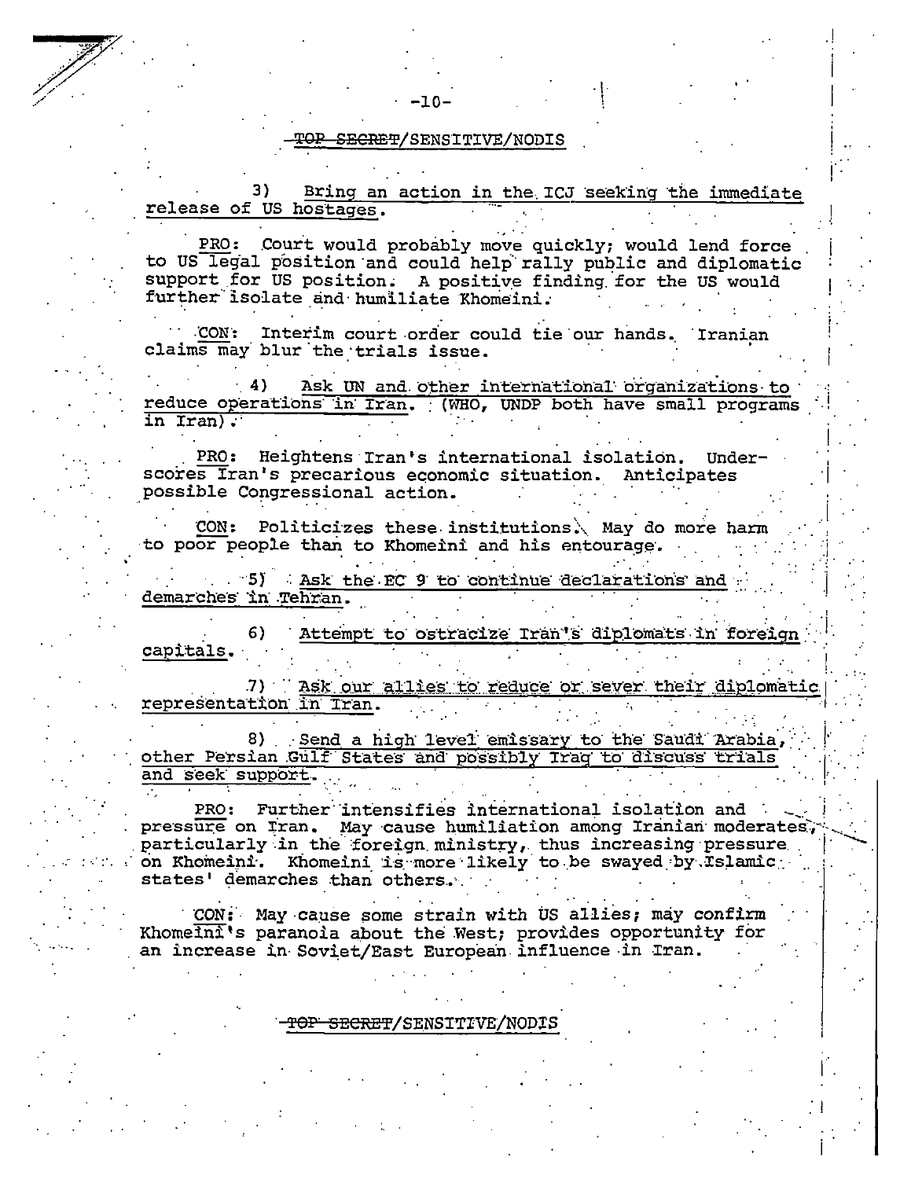~~TOP SECRET~~/SENSITIVE/NODIS

3) <u>Bring an action in the ICJ seeking the immediate release of US hostages.</u>

<u>PRO</u>: Court would probably move quickly; would lend force to US legal position and could help rally public and diplomatic support for US position. A positive finding for the US would further isolate and humiliate Khomeini.

<u>CON</u>: Interim court order could tie our hands. Iranian claims may blur the trials issue.

4) <u>Ask UN and other international organizations to reduce operations in Iran. (WHO, UNDP both have small programs in Iran).</u>

<u>PRO</u>: Heightens Iran's international isolation. Underscores Iran's precarious economic situation. Anticipates possible Congressional action.

<u>CON</u>: Politicizes these institutions. May do more harm to poor people than to Khomeini and his entourage.

5) <u>Ask the EC 9 to continue declarations and demarches in Tehran.</u>

6) <u>Attempt to ostracize Iran's diplomats in foreign capitals.</u>

7) <u>Ask our allies to reduce or sever their diplomatic representation in Iran.</u>

8) <u>Send a high level emissary to the Saudi Arabia, other Persian Gulf States and possibly Iraq to discuss trials and seek support.</u>

<u>PRO</u>: Further intensifies international isolation and pressure on Iran. May cause humiliation among Iranian moderates, particularly in the foreign ministry, thus increasing pressure on Khomeini. Khomeini is more likely to be swayed by Islamic states' demarches than others.

<u>CON</u>: May cause some strain with US allies; may confirm Khomeini's paranoia about the West; provides opportunity for an increase in Soviet/East European influence in Iran.

~~TOP SECRET~~/SENSITIVE/NODIS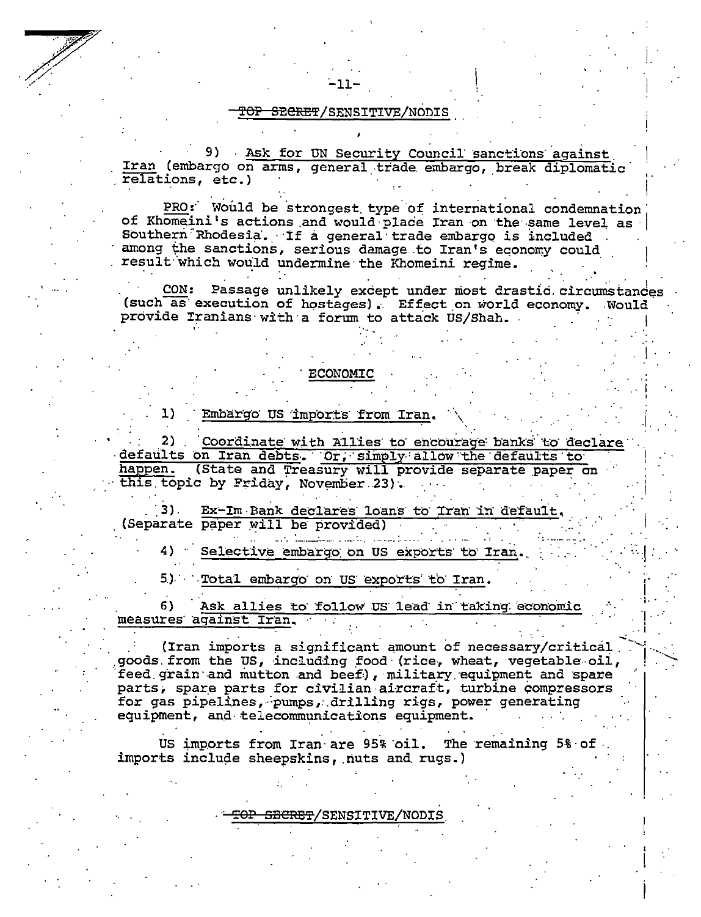~~TOP SECRET~~/SENSITIVE/NODIS

9) <u>Ask for UN Security Council sanctions against Iran</u> (embargo on arms, general trade embargo, break diplomatic relations, etc.)

<u>PRO</u>: Would be strongest type of international condemnation of Khomeini's actions and would place Iran on the same level as Southern Rhodesia. If a general trade embargo is included among the sanctions, serious damage to Iran's economy could result which would undermine the Khomeini regime.

<u>CON</u>: Passage unlikely except under most drastic circumstances (such as execution of hostages). Effect on world economy. Would provide Iranians with a forum to attack US/Shah.

## <u>ECONOMIC</u>

1) <u>Embargo US imports from Iran.</u>

2) <u>Coordinate with Allies to encourage banks to declare defaults on Iran debts. Or, simply allow the defaults to happen.</u> (State and Treasury will provide separate paper on this topic by Friday, November 23).

3) <u>Ex-Im Bank declares loans to Iran in default.</u> (Separate paper will be provided)

4) <u>Selective embargo on US exports to Iran.</u>

5) <u>Total embargo on US exports to Iran.</u>

6) <u>Ask allies to follow US lead in taking economic measures against Iran.</u>

(Iran imports a significant amount of necessary/critical goods from the US, including food (rice, wheat, vegetable oil, feed grain and mutton and beef), military equipment and spare parts, spare parts for civilian aircraft, turbine compressors for gas pipelines, pumps, drilling rigs, power generating equipment, and telecommunications equipment.

US imports from Iran are 95% oil. The remaining 5% of imports include sheepskins, nuts and rugs.)

~~TOP SECRET~~/SENSITIVE/NODIS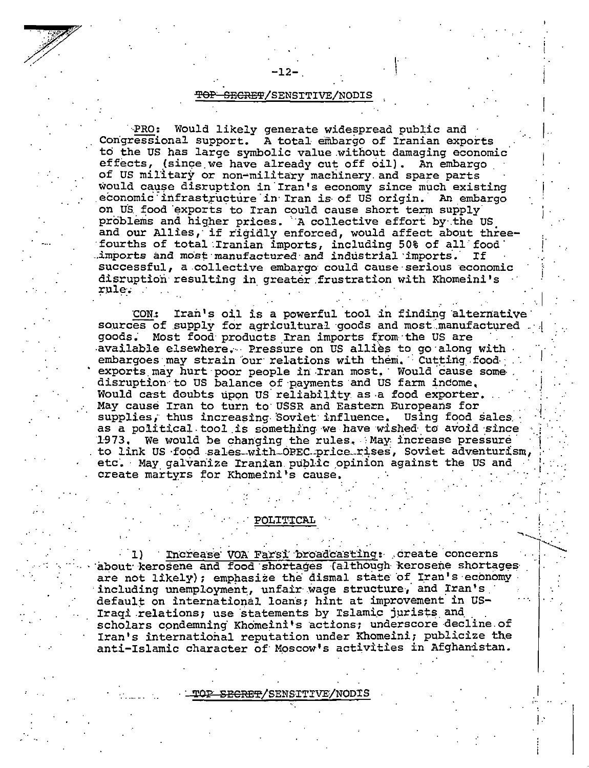TOP SECRET/SENSTIVE/NODIS

PRO: Would likely generate widespread public and Congressional support. A total embargo of Iranian exports to the US has large symbolic value without damaging economic effects, (since we have already cut off oil). An embargo of US military or non-military machinery and spare parts would cause disruption in Iran's economy since much existing economic infrastructure in Iran is of US origin. An embargo on US food exports to Iran could cause short term supply problems and higher prices. A collective effort by the US and our Allies, if rigidly enforced, would affect about three-fourths of total Iranian imports, including 50% of all food imports and most manufactured and industrial imports. If successful, a collective embargo could cause serious economic disruption resulting in greater frustration with Khomeini's rule.

CON: Iran's oil is a powerful tool in finding alternative sources of supply for agricultural goods and most manufactured goods. Most food products Iran imports from the US are available elsewhere. Pressure on US allies to go along with embargoes may strain our relations with them. Cutting food exports may hurt poor people in Iran most. Would cause some disruption to US balance of payments and US farm income. Would cast doubts upon US reliability as a food exporter. May cause Iran to turn to USSR and Eastern Europeans for supplies, thus increasing Soviet influence. Using food sales as a political tool is something we have wished to avoid since 1973. We would be changing the rules. May increase pressure to link US food sales with OPEC price rises, Soviet adventurism, etc. May galvanize Iranian public opinion against the US and create martyrs for Khomeini's cause.

## POLITICAL

1) Increase VOA Farsi broadcasting: create concerns about kerosene and food shortages (although kerosene shortages are not likely); emphasize the dismal state of Iran's economy including unemployment, unfair wage structure, and Iran's default on international loans; hint at improvement in US-Iraqi relations; use statements by Islamic jurists and scholars condemning Khomeini's actions; underscore decline of Iran's international reputation under Khomeini; publicize the anti-Islamic character of Moscow's activities in Afghanistan.

TOP SECRET/SENSTIVE/NODIS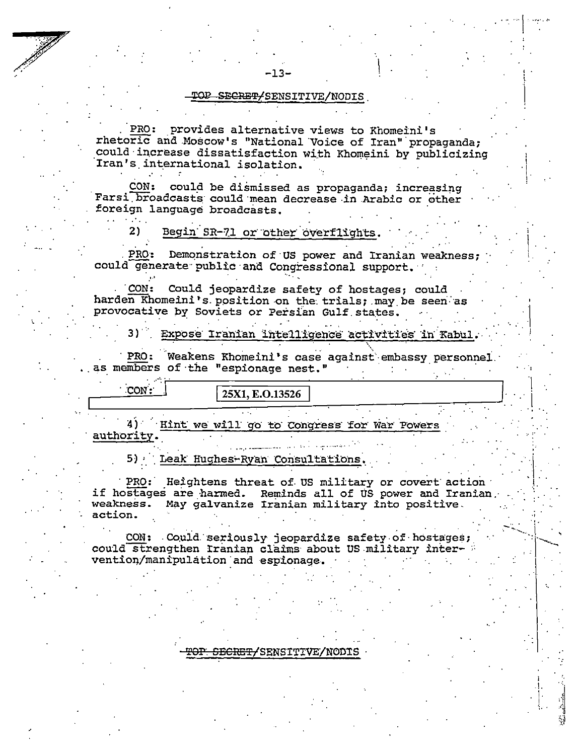TOP SECRET/SENSITIVE/NODIS

PRO: provides alternative views to Khomeini's rhetoric and Moscow's "National Voice of Iran" propaganda; could increase dissatisfaction with Khomeini by publicizing Iran's international isolation.

CON: could be dismissed as propaganda; increasing Farsi broadcasts could mean decrease in Arabic or other foreign language broadcasts.

2) Begin SR-71 or other overflights.

PRO: Demonstration of US power and Iranian weakness; could generate public and Congressional support.

CON: Could jeopardize safety of hostages; could harden Khomeini's position on the trials; may be seen as provocative by Soviets or Persian Gulf states.

3) Expose Iranian intelligence activities in Kabul.

PRO: Weakens Khomeini's case against embassy personnel as members of the "espionage nest."

CON: [25X1, E.O.13526]

4) Hint we will go to Congress for War Powers authority.

5) Leak Hughes-Ryan Consultations.

PRO: Heightens threat of US military or covert action if hostages are harmed. Reminds all of US power and Iranian weakness. May galvanize Iranian military into positive action.

CON: Could seriously jeopardize safety of hostages; could strengthen Iranian claims about US military intervention/manipulation and espionage.

TOP SECRET/SENSITIVE/NODIS